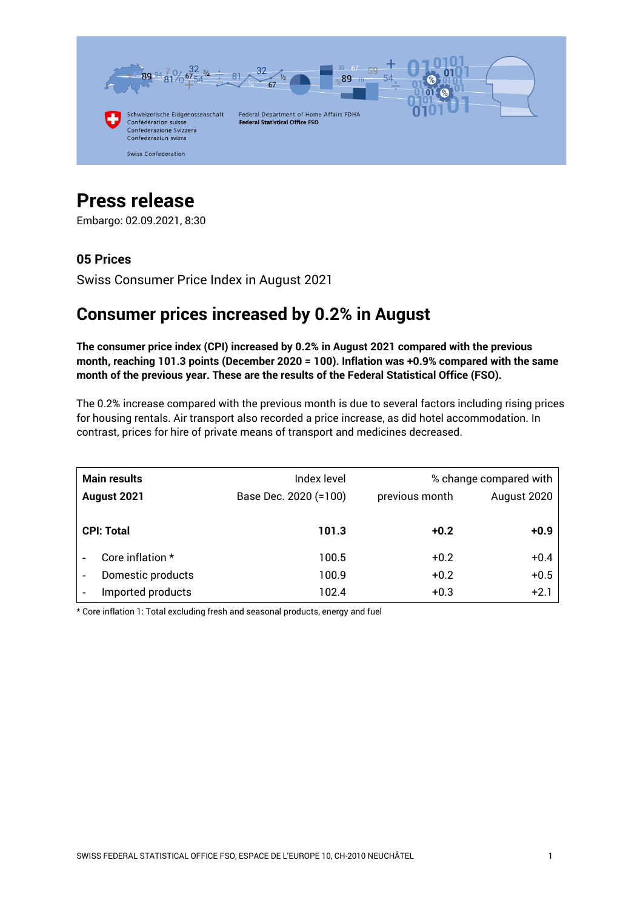Schweizerische Eidgenossenschaft
Confédération suisse
Confederazione Svizzera
Confederaziun svizra

Swiss Confederation

Federal Department of Home Affairs FDHA
**Federal Statistical Office FSO**

# Press release

Embargo: 02.09.2021, 8:30

### 05 Prices

Swiss Consumer Price Index in August 2021

## Consumer prices increased by 0.2% in August

**The consumer price index (CPI) increased by 0.2% in August 2021 compared with the previous month, reaching 101.3 points (December 2020 = 100). Inflation was +0.9% compared with the same month of the previous year. These are the results of the Federal Statistical Office (FSO).**

The 0.2% increase compared with the previous month is due to several factors including rising prices for housing rentals. Air transport also recorded a price increase, as did hotel accommodation. In contrast, prices for hire of private means of transport and medicines decreased.

| Main results | Index level | % change compared with | |
|---|---|---|---|
| **August 2021** | Base Dec. 2020 (=100) | previous month | August 2020 |
| **CPI: Total** | **101.3** | **+0.2** | **+0.9** |
| - Core inflation * | 100.5 | +0.2 | +0.4 |
| - Domestic products | 100.9 | +0.2 | +0.5 |
| - Imported products | 102.4 | +0.3 | +2.1 |

* Core inflation 1: Total excluding fresh and seasonal products, energy and fuel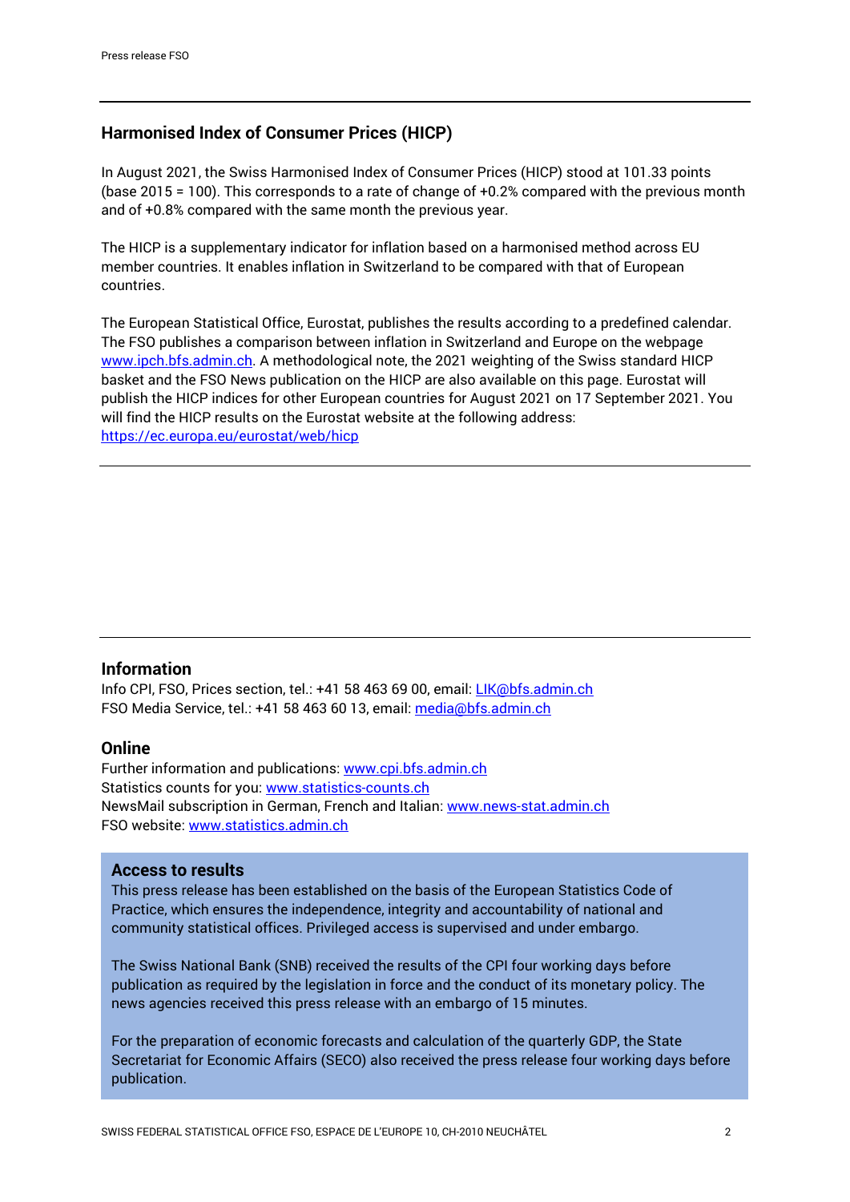## Harmonised Index of Consumer Prices (HICP)

In August 2021, the Swiss Harmonised Index of Consumer Prices (HICP) stood at 101.33 points (base 2015 = 100). This corresponds to a rate of change of +0.2% compared with the previous month and of +0.8% compared with the same month the previous year.

The HICP is a supplementary indicator for inflation based on a harmonised method across EU member countries. It enables inflation in Switzerland to be compared with that of European countries.

The European Statistical Office, Eurostat, publishes the results according to a predefined calendar. The FSO publishes a comparison between inflation in Switzerland and Europe on the webpage www.ipch.bfs.admin.ch. A methodological note, the 2021 weighting of the Swiss standard HICP basket and the FSO News publication on the HICP are also available on this page. Eurostat will publish the HICP indices for other European countries for August 2021 on 17 September 2021. You will find the HICP results on the Eurostat website at the following address: https://ec.europa.eu/eurostat/web/hicp

## Information

Info CPI, FSO, Prices section, tel.: +41 58 463 69 00, email: LIK@bfs.admin.ch
FSO Media Service, tel.: +41 58 463 60 13, email: media@bfs.admin.ch

## Online

Further information and publications: www.cpi.bfs.admin.ch
Statistics counts for you: www.statistics-counts.ch
NewsMail subscription in German, French and Italian: www.news-stat.admin.ch
FSO website: www.statistics.admin.ch

## Access to results

This press release has been established on the basis of the European Statistics Code of Practice, which ensures the independence, integrity and accountability of national and community statistical offices. Privileged access is supervised and under embargo.

The Swiss National Bank (SNB) received the results of the CPI four working days before publication as required by the legislation in force and the conduct of its monetary policy. The news agencies received this press release with an embargo of 15 minutes.

For the preparation of economic forecasts and calculation of the quarterly GDP, the State Secretariat for Economic Affairs (SECO) also received the press release four working days before publication.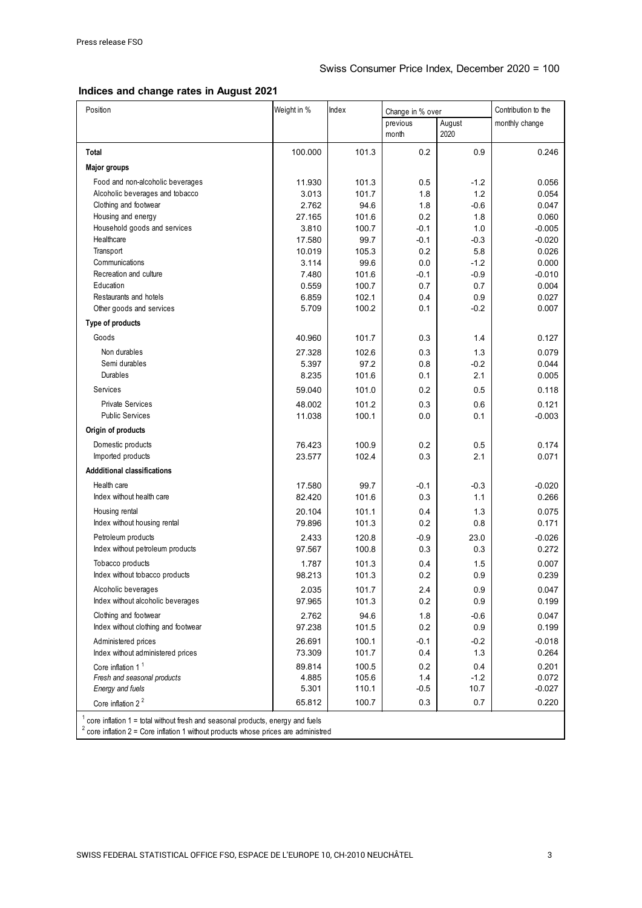Swiss Consumer Price Index, December 2020 = 100

## Indices and change rates in August 2021

| Position | Weight in % | Index | Change in % over | | Contribution to the monthly change |
|---|---|---|---|---|---|
| | | | previous month | August 2020 | |
| **Total** | 100.000 | 101.3 | 0.2 | 0.9 | 0.246 |
| **Major groups** | | | | | |
| Food and non-alcoholic beverages | 11.930 | 101.3 | 0.5 | -1.2 | 0.056 |
| Alcoholic beverages and tobacco | 3.013 | 101.7 | 1.8 | 1.2 | 0.054 |
| Clothing and footwear | 2.762 | 94.6 | 1.8 | -0.6 | 0.047 |
| Housing and energy | 27.165 | 101.6 | 0.2 | 1.8 | 0.060 |
| Household goods and services | 3.810 | 100.7 | -0.1 | 1.0 | -0.005 |
| Healthcare | 17.580 | 99.7 | -0.1 | -0.3 | -0.020 |
| Transport | 10.019 | 105.3 | 0.2 | 5.8 | 0.026 |
| Communications | 3.114 | 99.6 | 0.0 | -1.2 | 0.000 |
| Recreation and culture | 7.480 | 101.6 | -0.1 | -0.9 | -0.010 |
| Education | 0.559 | 100.7 | 0.7 | 0.7 | 0.004 |
| Restaurants and hotels | 6.859 | 102.1 | 0.4 | 0.9 | 0.027 |
| Other goods and services | 5.709 | 100.2 | 0.1 | -0.2 | 0.007 |
| **Type of products** | | | | | |
| Goods | 40.960 | 101.7 | 0.3 | 1.4 | 0.127 |
| Non durables | 27.328 | 102.6 | 0.3 | 1.3 | 0.079 |
| Semi durables | 5.397 | 97.2 | 0.8 | -0.2 | 0.044 |
| Durables | 8.235 | 101.6 | 0.1 | 2.1 | 0.005 |
| Services | 59.040 | 101.0 | 0.2 | 0.5 | 0.118 |
| Private Services | 48.002 | 101.2 | 0.3 | 0.6 | 0.121 |
| Public Services | 11.038 | 100.1 | 0.0 | 0.1 | -0.003 |
| **Origin of products** | | | | | |
| Domestic products | 76.423 | 100.9 | 0.2 | 0.5 | 0.174 |
| Imported products | 23.577 | 102.4 | 0.3 | 2.1 | 0.071 |
| **Addditional classifications** | | | | | |
| Health care | 17.580 | 99.7 | -0.1 | -0.3 | -0.020 |
| Index without health care | 82.420 | 101.6 | 0.3 | 1.1 | 0.266 |
| Housing rental | 20.104 | 101.1 | 0.4 | 1.3 | 0.075 |
| Index without housing rental | 79.896 | 101.3 | 0.2 | 0.8 | 0.171 |
| Petroleum products | 2.433 | 120.8 | -0.9 | 23.0 | -0.026 |
| Index without petroleum products | 97.567 | 100.8 | 0.3 | 0.3 | 0.272 |
| Tobacco products | 1.787 | 101.3 | 0.4 | 1.5 | 0.007 |
| Index without tobacco products | 98.213 | 101.3 | 0.2 | 0.9 | 0.239 |
| Alcoholic beverages | 2.035 | 101.7 | 2.4 | 0.9 | 0.047 |
| Index without alcoholic beverages | 97.965 | 101.3 | 0.2 | 0.9 | 0.199 |
| Clothing and footwear | 2.762 | 94.6 | 1.8 | -0.6 | 0.047 |
| Index without clothing and footwear | 97.238 | 101.5 | 0.2 | 0.9 | 0.199 |
| Administered prices | 26.691 | 100.1 | -0.1 | -0.2 | -0.018 |
| Index without administered prices | 73.309 | 101.7 | 0.4 | 1.3 | 0.264 |
| Core inflation 1 [1] | 89.814 | 100.5 | 0.2 | 0.4 | 0.201 |
| *Fresh and seasonal products* | 4.885 | 105.6 | 1.4 | -1.2 | 0.072 |
| *Energy and fuels* | 5.301 | 110.1 | -0.5 | 10.7 | -0.027 |
| Core inflation 2 [2] | 65.812 | 100.7 | 0.3 | 0.7 | 0.220 |

[1] core inflation 1 = total without fresh and seasonal products, energy and fuels
[2] core inflation 2 = Core inflation 1 without products whose prices are administred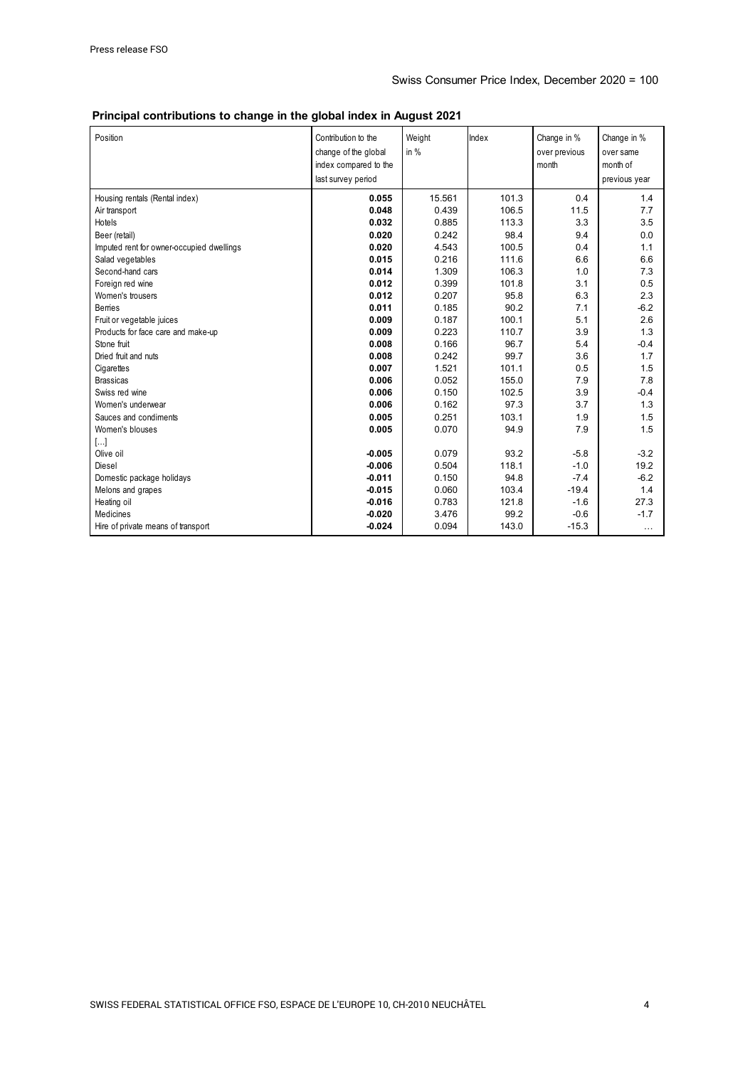Swiss Consumer Price Index, December 2020 = 100

### Principal contributions to change in the global index in August 2021

| Position | Contribution to the change of the global index compared to the last survey period | Weight in % | Index | Change in % over previous month | Change in % over same month of previous year |
|---|---|---|---|---|---|
| Housing rentals (Rental index) | **0.055** | 15.561 | 101.3 | 0.4 | 1.4 |
| Air transport | **0.048** | 0.439 | 106.5 | 11.5 | 7.7 |
| Hotels | **0.032** | 0.885 | 113.3 | 3.3 | 3.5 |
| Beer (retail) | **0.020** | 0.242 | 98.4 | 9.4 | 0.0 |
| Imputed rent for owner-occupied dwellings | **0.020** | 4.543 | 100.5 | 0.4 | 1.1 |
| Salad vegetables | **0.015** | 0.216 | 111.6 | 6.6 | 6.6 |
| Second-hand cars | **0.014** | 1.309 | 106.3 | 1.0 | 7.3 |
| Foreign red wine | **0.012** | 0.399 | 101.8 | 3.1 | 0.5 |
| Women's trousers | **0.012** | 0.207 | 95.8 | 6.3 | 2.3 |
| Berries | **0.011** | 0.185 | 90.2 | 7.1 | -6.2 |
| Fruit or vegetable juices | **0.009** | 0.187 | 100.1 | 5.1 | 2.6 |
| Products for face care and make-up | **0.009** | 0.223 | 110.7 | 3.9 | 1.3 |
| Stone fruit | **0.008** | 0.166 | 96.7 | 5.4 | -0.4 |
| Dried fruit and nuts | **0.008** | 0.242 | 99.7 | 3.6 | 1.7 |
| Cigarettes | **0.007** | 1.521 | 101.1 | 0.5 | 1.5 |
| Brassicas | **0.006** | 0.052 | 155.0 | 7.9 | 7.8 |
| Swiss red wine | **0.006** | 0.150 | 102.5 | 3.9 | -0.4 |
| Women's underwear | **0.006** | 0.162 | 97.3 | 3.7 | 1.3 |
| Sauces and condiments | **0.005** | 0.251 | 103.1 | 1.9 | 1.5 |
| Women's blouses | **0.005** | 0.070 | 94.9 | 7.9 | 1.5 |
| […] | | | | | |
| Olive oil | **-0.005** | 0.079 | 93.2 | -5.8 | -3.2 |
| Diesel | **-0.006** | 0.504 | 118.1 | -1.0 | 19.2 |
| Domestic package holidays | **-0.011** | 0.150 | 94.8 | -7.4 | -6.2 |
| Melons and grapes | **-0.015** | 0.060 | 103.4 | -19.4 | 1.4 |
| Heating oil | **-0.016** | 0.783 | 121.8 | -1.6 | 27.3 |
| Medicines | **-0.020** | 3.476 | 99.2 | -0.6 | -1.7 |
| Hire of private means of transport | **-0.024** | 0.094 | 143.0 | -15.3 | … |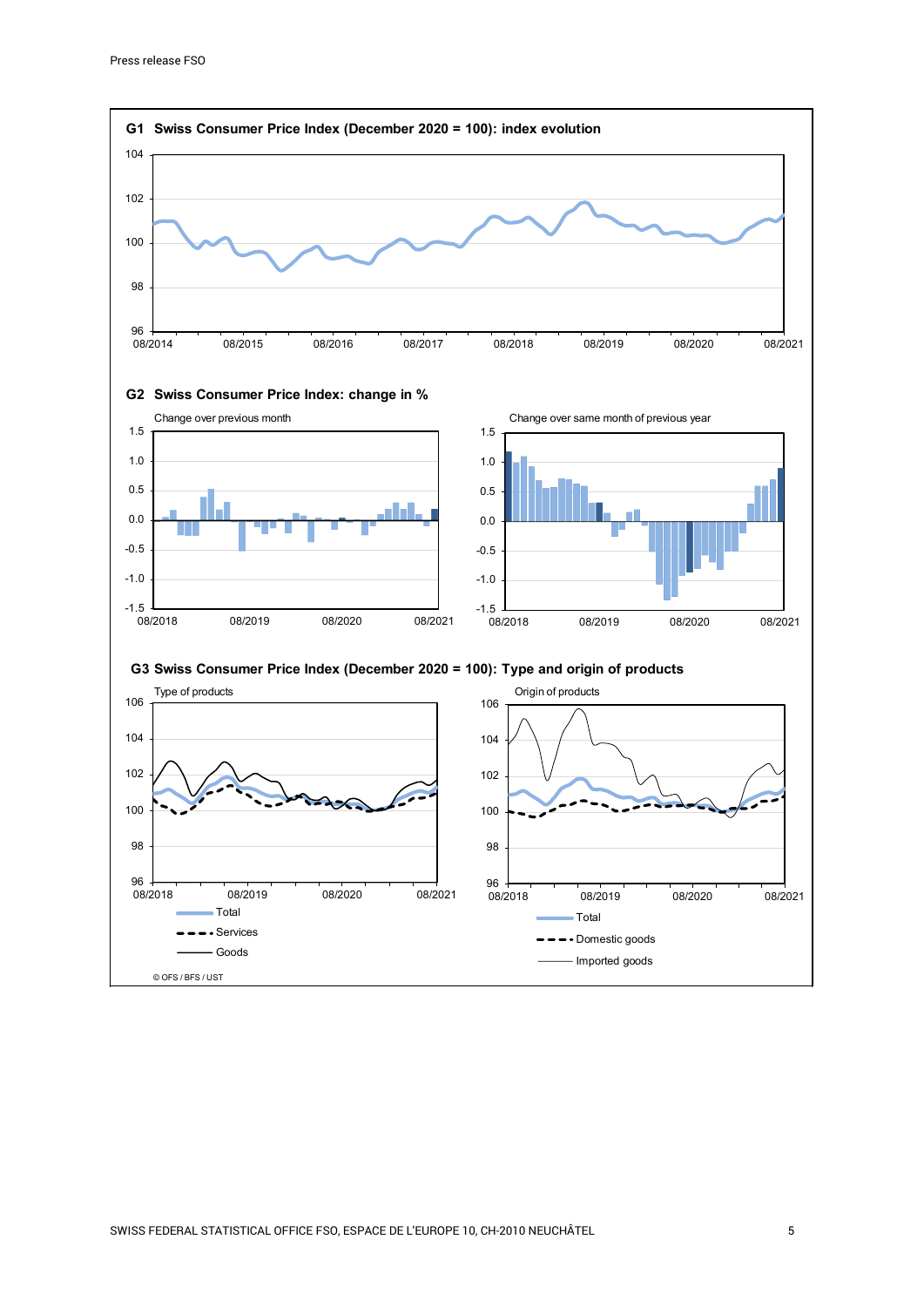### G1 Swiss Consumer Price Index (December 2020 = 100): index evolution

104
102
100
98
96
08/2014
08/2015
08/2016
08/2017
08/2018
08/2019
08/2020
08/2021

### G2 Swiss Consumer Price Index: change in %

Change over previous month

1.5
1.0
0.5
0.0
-0.5
-1.0
-1.5
08/2018
08/2019
08/2020
08/2021

Change over same month of previous year

1.5
1.0
0.5
0.0
-0.5
-1.0
-1.5
08/2018
08/2019
08/2020
08/2021

### G3 Swiss Consumer Price Index (December 2020 = 100): Type and origin of products

Type of products

106
104
102
100
98
96
08/2018
08/2019
08/2020
08/2021

Total
Services
Goods

Origin of products

106
104
102
100
98
96
08/2018
08/2019
08/2020
08/2021

Total
Domestic goods
Imported goods

© OFS / BFS / UST